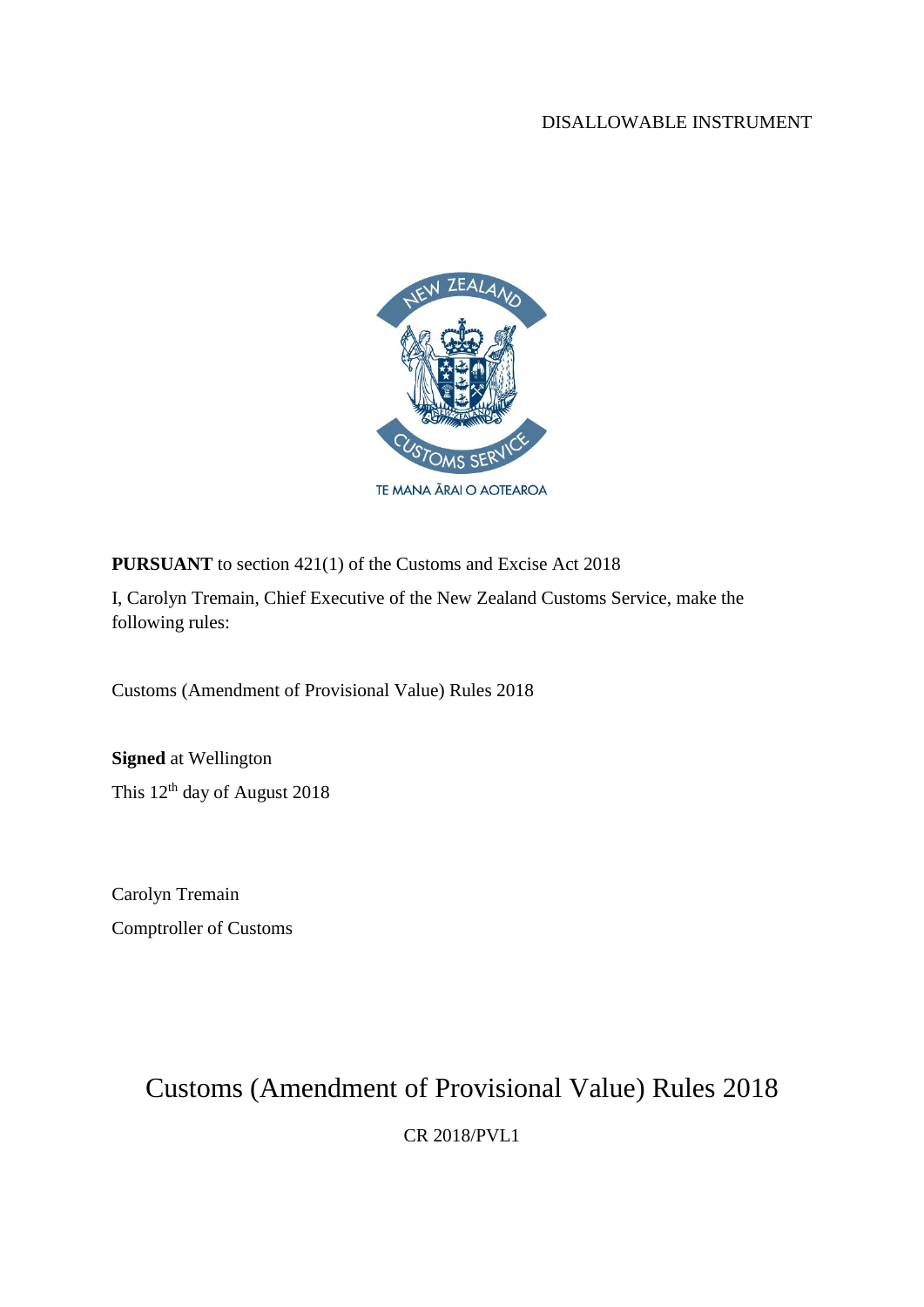DISALLOWABLE INSTRUMENT

**PURSUANT** to section 421(1) of the Customs and Excise Act 2018

I, Carolyn Tremain, Chief Executive of the New Zealand Customs Service, make the following rules:

Customs (Amendment of Provisional Value) Rules 2018

**Signed** at Wellington

This 12th day of August 2018

Carolyn Tremain

Comptroller of Customs

# Customs (Amendment of Provisional Value) Rules 2018

CR 2018/PVL1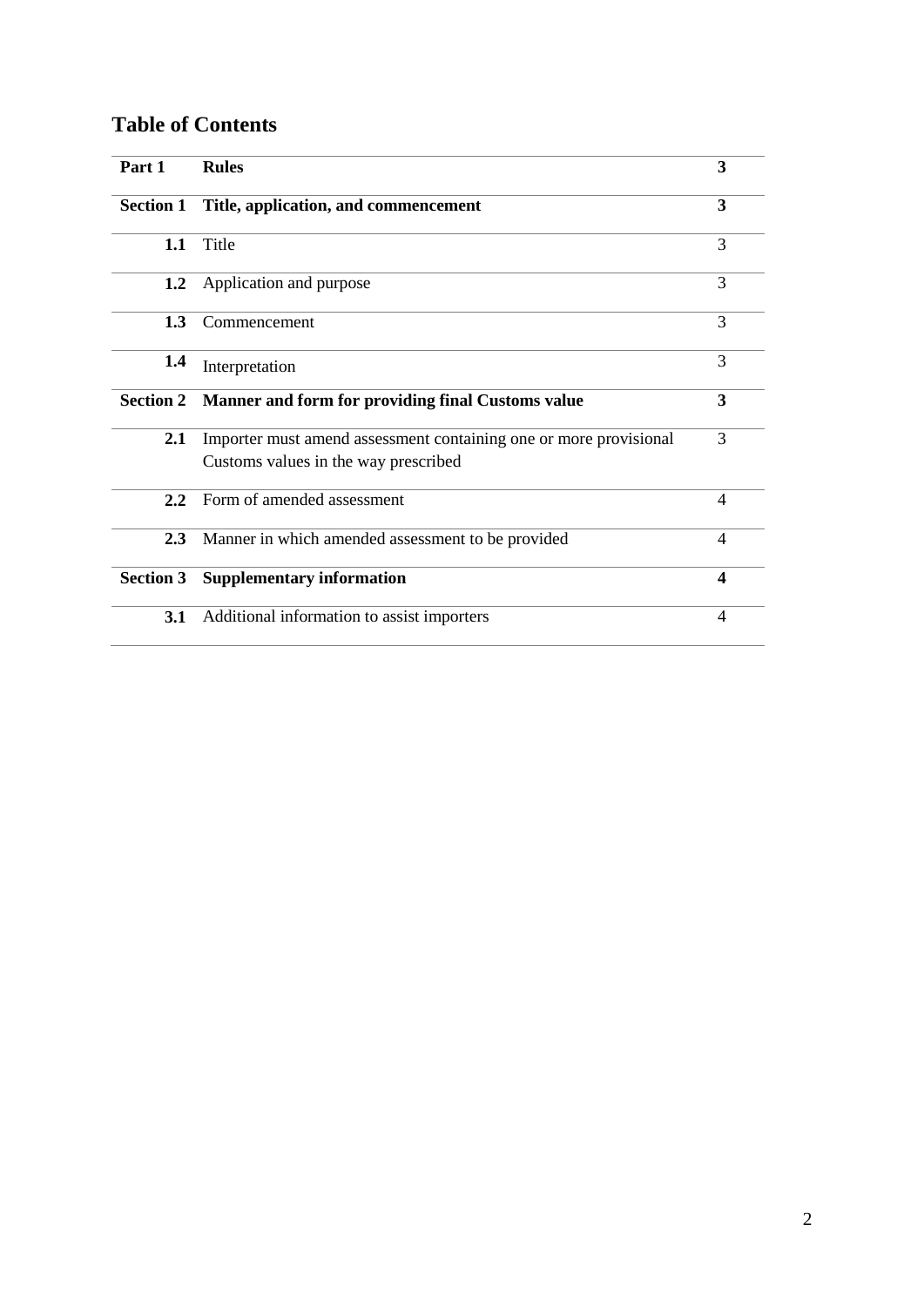## Table of Contents

| | | |
|---|---|---|
| **Part 1** | **Rules** | **3** |
| **Section 1** | **Title, application, and commencement** | **3** |
| **1.1** | Title | 3 |
| **1.2** | Application and purpose | 3 |
| **1.3** | Commencement | 3 |
| **1.4** | Interpretation | 3 |
| **Section 2** | **Manner and form for providing final Customs value** | **3** |
| **2.1** | Importer must amend assessment containing one or more provisional Customs values in the way prescribed | 3 |
| **2.2** | Form of amended assessment | 4 |
| **2.3** | Manner in which amended assessment to be provided | 4 |
| **Section 3** | **Supplementary information** | **4** |
| **3.1** | Additional information to assist importers | 4 |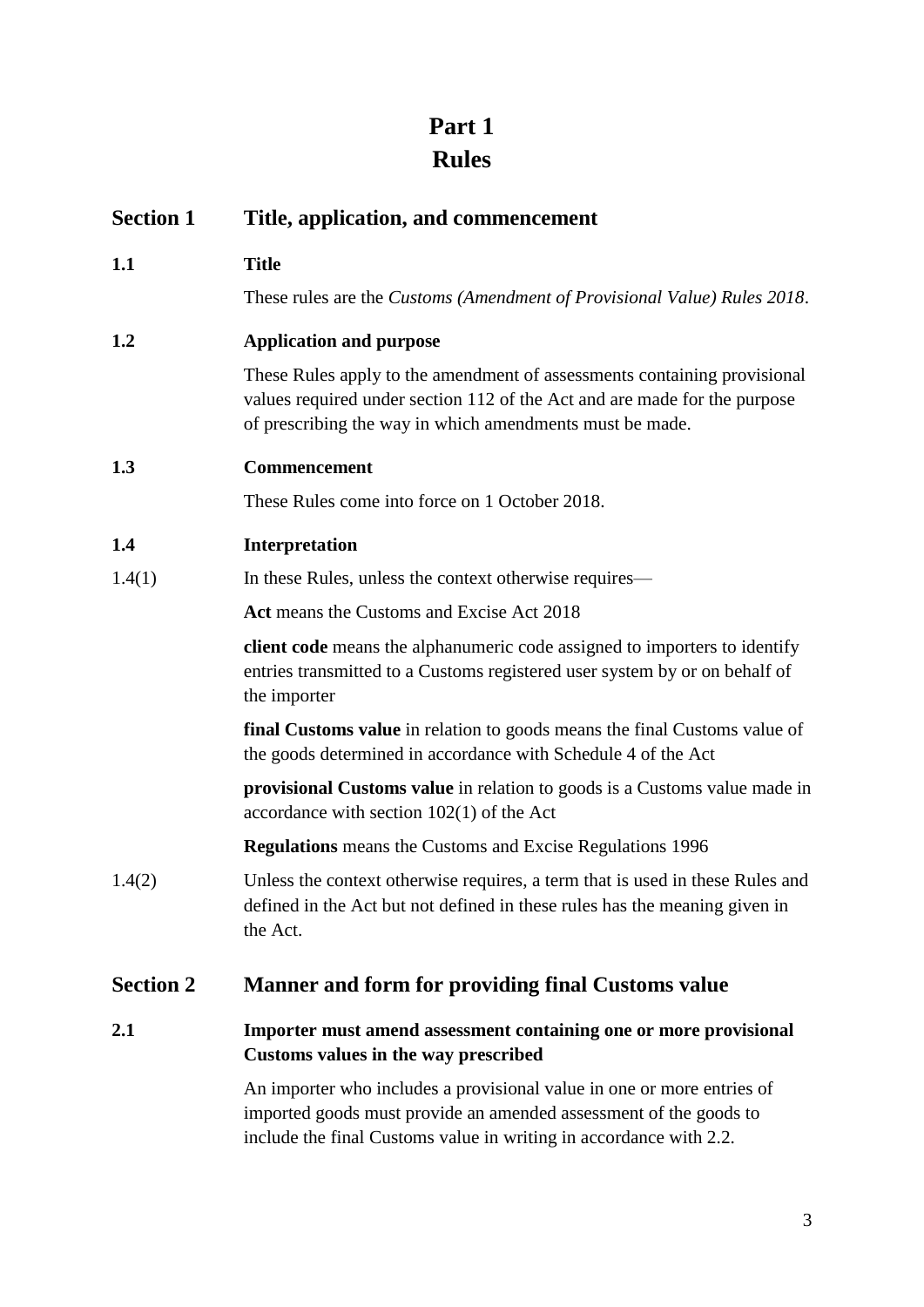# Part 1
# Rules

## Section 1 Title, application, and commencement

### 1.1 Title

These rules are the *Customs (Amendment of Provisional Value) Rules 2018*.

### 1.2 Application and purpose

These Rules apply to the amendment of assessments containing provisional values required under section 112 of the Act and are made for the purpose of prescribing the way in which amendments must be made.

### 1.3 Commencement

These Rules come into force on 1 October 2018.

### 1.4 Interpretation

1.4(1) In these Rules, unless the context otherwise requires—

**Act** means the Customs and Excise Act 2018

**client code** means the alphanumeric code assigned to importers to identify entries transmitted to a Customs registered user system by or on behalf of the importer

**final Customs value** in relation to goods means the final Customs value of the goods determined in accordance with Schedule 4 of the Act

**provisional Customs value** in relation to goods is a Customs value made in accordance with section 102(1) of the Act

**Regulations** means the Customs and Excise Regulations 1996

1.4(2) Unless the context otherwise requires, a term that is used in these Rules and defined in the Act but not defined in these rules has the meaning given in the Act.

## Section 2 Manner and form for providing final Customs value

### 2.1 Importer must amend assessment containing one or more provisional Customs values in the way prescribed

An importer who includes a provisional value in one or more entries of imported goods must provide an amended assessment of the goods to include the final Customs value in writing in accordance with 2.2.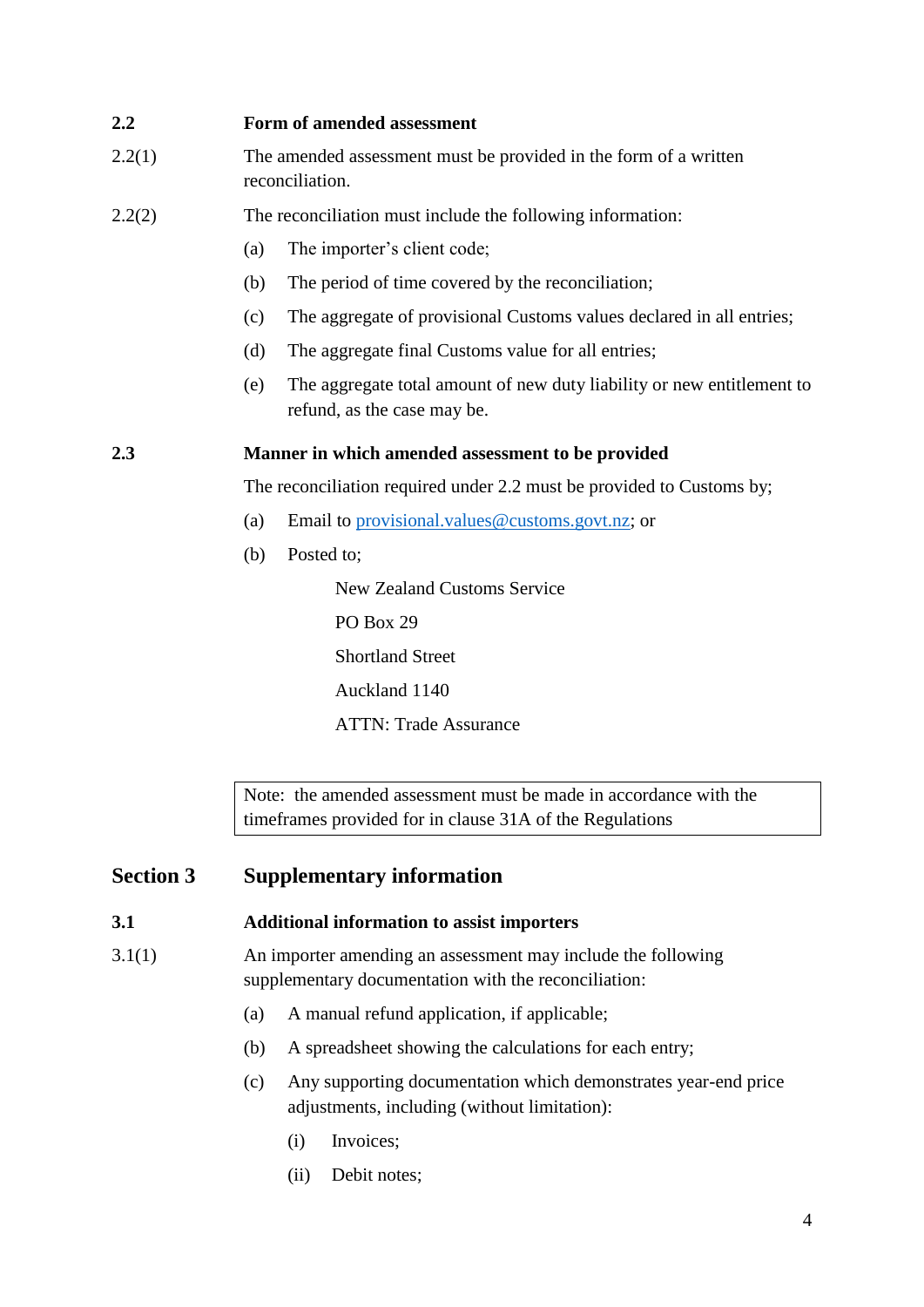**2.2 Form of amended assessment**

2.2(1) The amended assessment must be provided in the form of a written reconciliation.

2.2(2) The reconciliation must include the following information:

(a) The importer's client code;

(b) The period of time covered by the reconciliation;

(c) The aggregate of provisional Customs values declared in all entries;

(d) The aggregate final Customs value for all entries;

(e) The aggregate total amount of new duty liability or new entitlement to refund, as the case may be.

**2.3 Manner in which amended assessment to be provided**

The reconciliation required under 2.2 must be provided to Customs by;

(a) Email to provisional.values@customs.govt.nz; or

(b) Posted to;

New Zealand Customs Service

PO Box 29

Shortland Street

Auckland 1140

ATTN: Trade Assurance

> Note: the amended assessment must be made in accordance with the timeframes provided for in clause 31A of the Regulations

## Section 3 Supplementary information

**3.1 Additional information to assist importers**

3.1(1) An importer amending an assessment may include the following supplementary documentation with the reconciliation:

(a) A manual refund application, if applicable;

(b) A spreadsheet showing the calculations for each entry;

(c) Any supporting documentation which demonstrates year-end price adjustments, including (without limitation):

(i) Invoices;

(ii) Debit notes;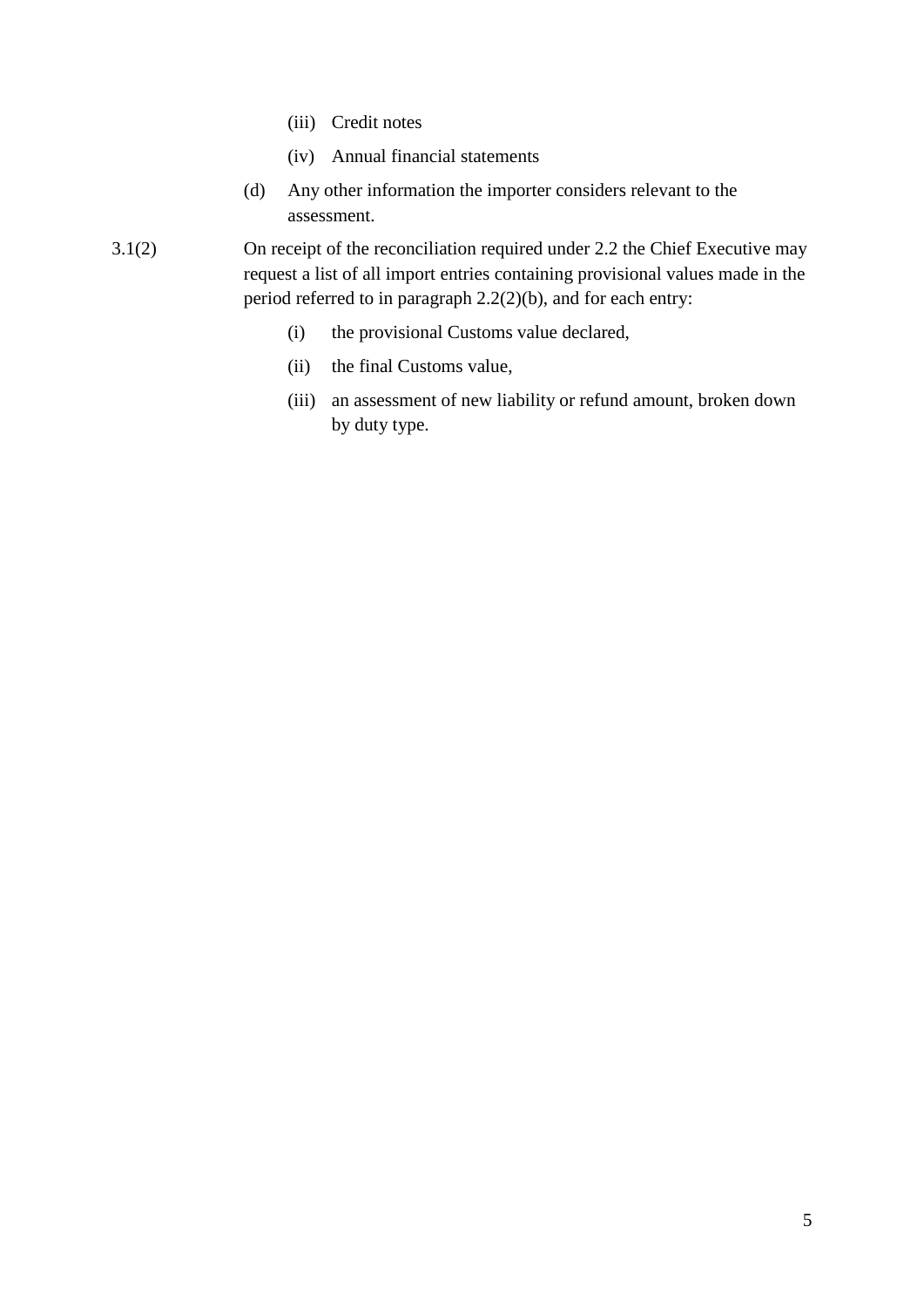(iii) Credit notes

(iv) Annual financial statements

(d) Any other information the importer considers relevant to the assessment.

3.1(2) On receipt of the reconciliation required under 2.2 the Chief Executive may request a list of all import entries containing provisional values made in the period referred to in paragraph 2.2(2)(b), and for each entry:

(i) the provisional Customs value declared,

(ii) the final Customs value,

(iii) an assessment of new liability or refund amount, broken down by duty type.